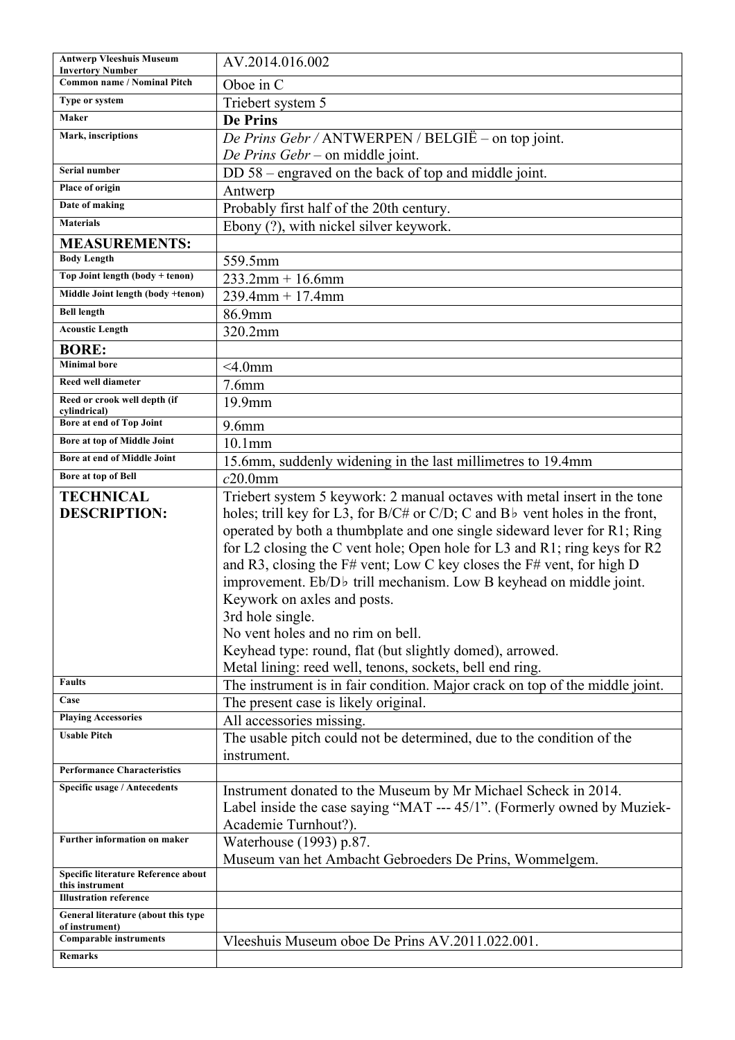| Antwerp Vleeshuis Museum Invertory Number | AV.2014.016.002 |
|---|---|
| Common name / Nominal Pitch | Oboe in C |
| Type or system | Triebert system 5 |
| Maker | **De Prins** |
| Mark, inscriptions | *De Prins Gebr* / ANTWERPEN / BELGIË – on top joint.<br>*De Prins Gebr* – on middle joint. |
| Serial number | DD 58 – engraved on the back of top and middle joint. |
| Place of origin | Antwerp |
| Date of making | Probably first half of the 20th century. |
| Materials | Ebony (?), with nickel silver keywork. |
| **MEASUREMENTS:** | |
| Body Length | 559.5mm |
| Top Joint length (body + tenon) | 233.2mm + 16.6mm |
| Middle Joint length (body +tenon) | 239.4mm + 17.4mm |
| Bell length | 86.9mm |
| Acoustic Length | 320.2mm |
| **BORE:** | |
| Minimal bore | <4.0mm |
| Reed well diameter | 7.6mm |
| Reed or crook well depth (if cylindrical) | 19.9mm |
| Bore at end of Top Joint | 9.6mm |
| Bore at top of Middle Joint | 10.1mm |
| Bore at end of Middle Joint | 15.6mm, suddenly widening in the last millimetres to 19.4mm |
| Bore at top of Bell | *c*20.0mm |
| **TECHNICAL DESCRIPTION:** | Triebert system 5 keywork: 2 manual octaves with metal insert in the tone holes; trill key for L3, for B/C# or C/D; C and B♭ vent holes in the front, operated by both a thumbplate and one single sideward lever for R1; Ring for L2 closing the C vent hole; Open hole for L3 and R1; ring keys for R2 and R3, closing the F# vent; Low C key closes the F# vent, for high D improvement. Eb/D♭ trill mechanism. Low B keyhead on middle joint. Keywork on axles and posts.<br>3rd hole single.<br>No vent holes and no rim on bell.<br>Keyhead type: round, flat (but slightly domed), arrowed.<br>Metal lining: reed well, tenons, sockets, bell end ring. |
| Faults | The instrument is in fair condition. Major crack on top of the middle joint. |
| Case | The present case is likely original. |
| Playing Accessories | All accessories missing. |
| Usable Pitch | The usable pitch could not be determined, due to the condition of the instrument. |
| Performance Characteristics | |
| Specific usage / Antecedents | Instrument donated to the Museum by Mr Michael Scheck in 2014.<br>Label inside the case saying "MAT --- 45/1". (Formerly owned by Muziek-Academie Turnhout?). |
| Further information on maker | Waterhouse (1993) p.87.<br>Museum van het Ambacht Gebroeders De Prins, Wommelgem. |
| Specific literature Reference about this instrument | |
| Illustration reference | |
| General literature (about this type of instrument) | |
| Comparable instruments | Vleeshuis Museum oboe De Prins AV.2011.022.001. |
| Remarks | |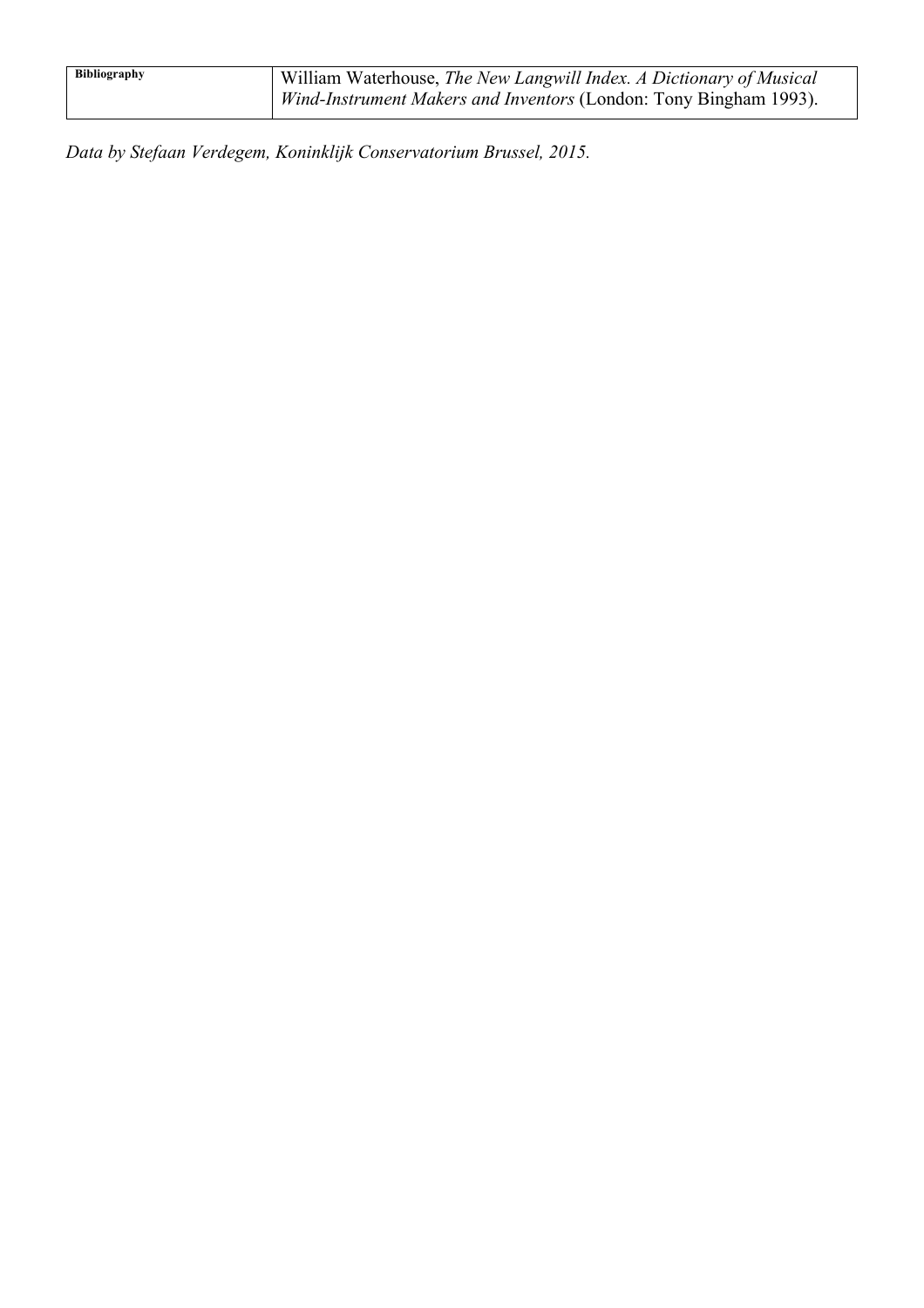| | |
|---|---|
| **Bibliography** | William Waterhouse, *The New Langwill Index. A Dictionary of Musical Wind-Instrument Makers and Inventors* (London: Tony Bingham 1993). |

*Data by Stefaan Verdegem, Koninklijk Conservatorium Brussel, 2015.*